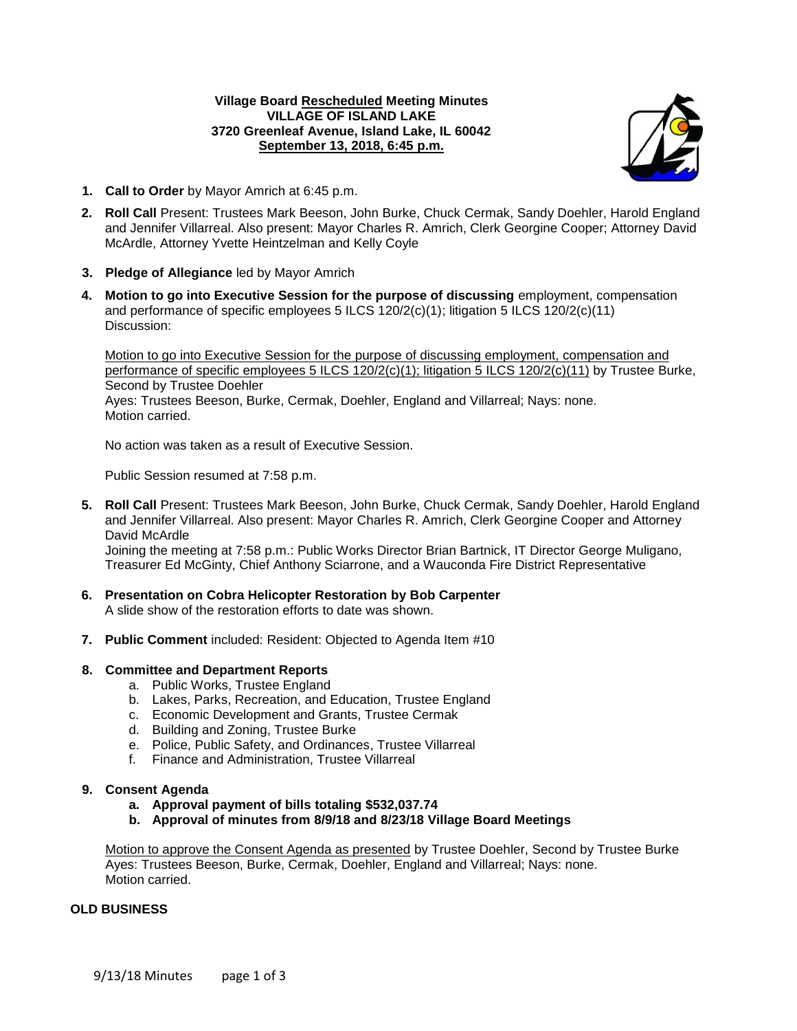**Village Board <u>Rescheduled</u> Meeting Minutes**
**VILLAGE OF ISLAND LAKE**
**3720 Greenleaf Avenue, Island Lake, IL 60042**
**<u>September 13, 2018, 6:45 p.m.</u>**

1. **Call to Order** by Mayor Amrich at 6:45 p.m.

2. **Roll Call** Present: Trustees Mark Beeson, John Burke, Chuck Cermak, Sandy Doehler, Harold England and Jennifer Villarreal. Also present: Mayor Charles R. Amrich, Clerk Georgine Cooper; Attorney David McArdle, Attorney Yvette Heintzelman and Kelly Coyle

3. **Pledge of Allegiance** led by Mayor Amrich

4. **Motion to go into Executive Session for the purpose of discussing** employment, compensation and performance of specific employees 5 ILCS 120/2(c)(1); litigation 5 ILCS 120/2(c)(11)
   Discussion:

   <u>Motion to go into Executive Session for the purpose of discussing employment, compensation and performance of specific employees 5 ILCS 120/2(c)(1); litigation 5 ILCS 120/2(c)(11)</u> by Trustee Burke, Second by Trustee Doehler
   Ayes: Trustees Beeson, Burke, Cermak, Doehler, England and Villarreal; Nays: none.
   Motion carried.

   No action was taken as a result of Executive Session.

   Public Session resumed at 7:58 p.m.

5. **Roll Call** Present: Trustees Mark Beeson, John Burke, Chuck Cermak, Sandy Doehler, Harold England and Jennifer Villarreal. Also present: Mayor Charles R. Amrich, Clerk Georgine Cooper and Attorney David McArdle
   Joining the meeting at 7:58 p.m.: Public Works Director Brian Bartnick, IT Director George Muligano, Treasurer Ed McGinty, Chief Anthony Sciarrone, and a Wauconda Fire District Representative

6. **Presentation on Cobra Helicopter Restoration by Bob Carpenter**
   A slide show of the restoration efforts to date was shown.

7. **Public Comment** included: Resident: Objected to Agenda Item #10

8. **Committee and Department Reports**
   a. Public Works, Trustee England
   b. Lakes, Parks, Recreation, and Education, Trustee England
   c. Economic Development and Grants, Trustee Cermak
   d. Building and Zoning, Trustee Burke
   e. Police, Public Safety, and Ordinances, Trustee Villarreal
   f. Finance and Administration, Trustee Villarreal

9. **Consent Agenda**
   a. **Approval payment of bills totaling $532,037.74**
   b. **Approval of minutes from 8/9/18 and 8/23/18 Village Board Meetings**

   <u>Motion to approve the Consent Agenda as presented</u> by Trustee Doehler, Second by Trustee Burke
   Ayes: Trustees Beeson, Burke, Cermak, Doehler, England and Villarreal; Nays: none.
   Motion carried.

**OLD BUSINESS**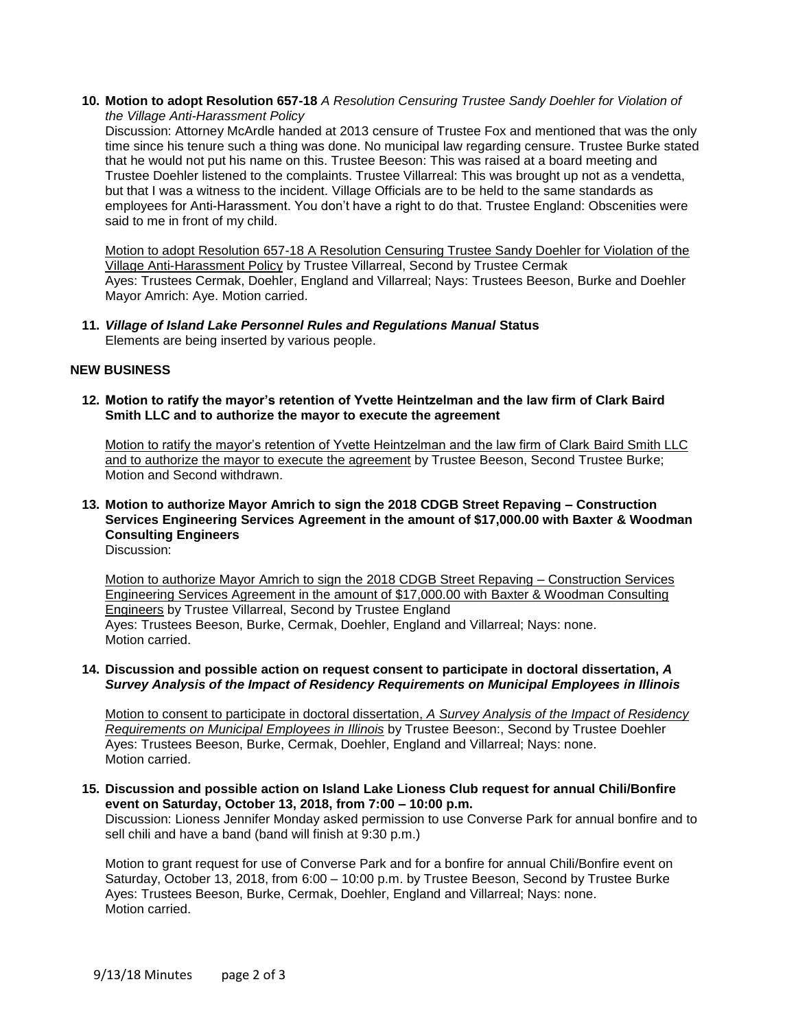**10. Motion to adopt Resolution 657-18** *A Resolution Censuring Trustee Sandy Doehler for Violation of the Village Anti-Harassment Policy*

Discussion: Attorney McArdle handed at 2013 censure of Trustee Fox and mentioned that was the only time since his tenure such a thing was done. No municipal law regarding censure. Trustee Burke stated that he would not put his name on this. Trustee Beeson: This was raised at a board meeting and Trustee Doehler listened to the complaints. Trustee Villarreal: This was brought up not as a vendetta, but that I was a witness to the incident. Village Officials are to be held to the same standards as employees for Anti-Harassment. You don't have a right to do that. Trustee England: Obscenities were said to me in front of my child.

Motion to adopt Resolution 657-18 A Resolution Censuring Trustee Sandy Doehler for Violation of the Village Anti-Harassment Policy by Trustee Villarreal, Second by Trustee Cermak
Ayes: Trustees Cermak, Doehler, England and Villarreal; Nays: Trustees Beeson, Burke and Doehler
Mayor Amrich: Aye. Motion carried.

**11. *Village of Island Lake Personnel Rules and Regulations Manual* Status**
Elements are being inserted by various people.

## NEW BUSINESS

**12. Motion to ratify the mayor's retention of Yvette Heintzelman and the law firm of Clark Baird Smith LLC and to authorize the mayor to execute the agreement**

Motion to ratify the mayor's retention of Yvette Heintzelman and the law firm of Clark Baird Smith LLC and to authorize the mayor to execute the agreement by Trustee Beeson, Second Trustee Burke; Motion and Second withdrawn.

**13. Motion to authorize Mayor Amrich to sign the 2018 CDGB Street Repaving – Construction Services Engineering Services Agreement in the amount of $17,000.00 with Baxter & Woodman Consulting Engineers**
Discussion:

Motion to authorize Mayor Amrich to sign the 2018 CDGB Street Repaving – Construction Services Engineering Services Agreement in the amount of $17,000.00 with Baxter & Woodman Consulting Engineers by Trustee Villarreal, Second by Trustee England
Ayes: Trustees Beeson, Burke, Cermak, Doehler, England and Villarreal; Nays: none.
Motion carried.

**14. Discussion and possible action on request consent to participate in doctoral dissertation, *A Survey Analysis of the Impact of Residency Requirements on Municipal Employees in Illinois***

Motion to consent to participate in doctoral dissertation, *A Survey Analysis of the Impact of Residency Requirements on Municipal Employees in Illinois* by Trustee Beeson:, Second by Trustee Doehler
Ayes: Trustees Beeson, Burke, Cermak, Doehler, England and Villarreal; Nays: none.
Motion carried.

**15. Discussion and possible action on Island Lake Lioness Club request for annual Chili/Bonfire event on Saturday, October 13, 2018, from 7:00 – 10:00 p.m.**
Discussion: Lioness Jennifer Monday asked permission to use Converse Park for annual bonfire and to sell chili and have a band (band will finish at 9:30 p.m.)

Motion to grant request for use of Converse Park and for a bonfire for annual Chili/Bonfire event on Saturday, October 13, 2018, from 6:00 – 10:00 p.m. by Trustee Beeson, Second by Trustee Burke
Ayes: Trustees Beeson, Burke, Cermak, Doehler, England and Villarreal; Nays: none.
Motion carried.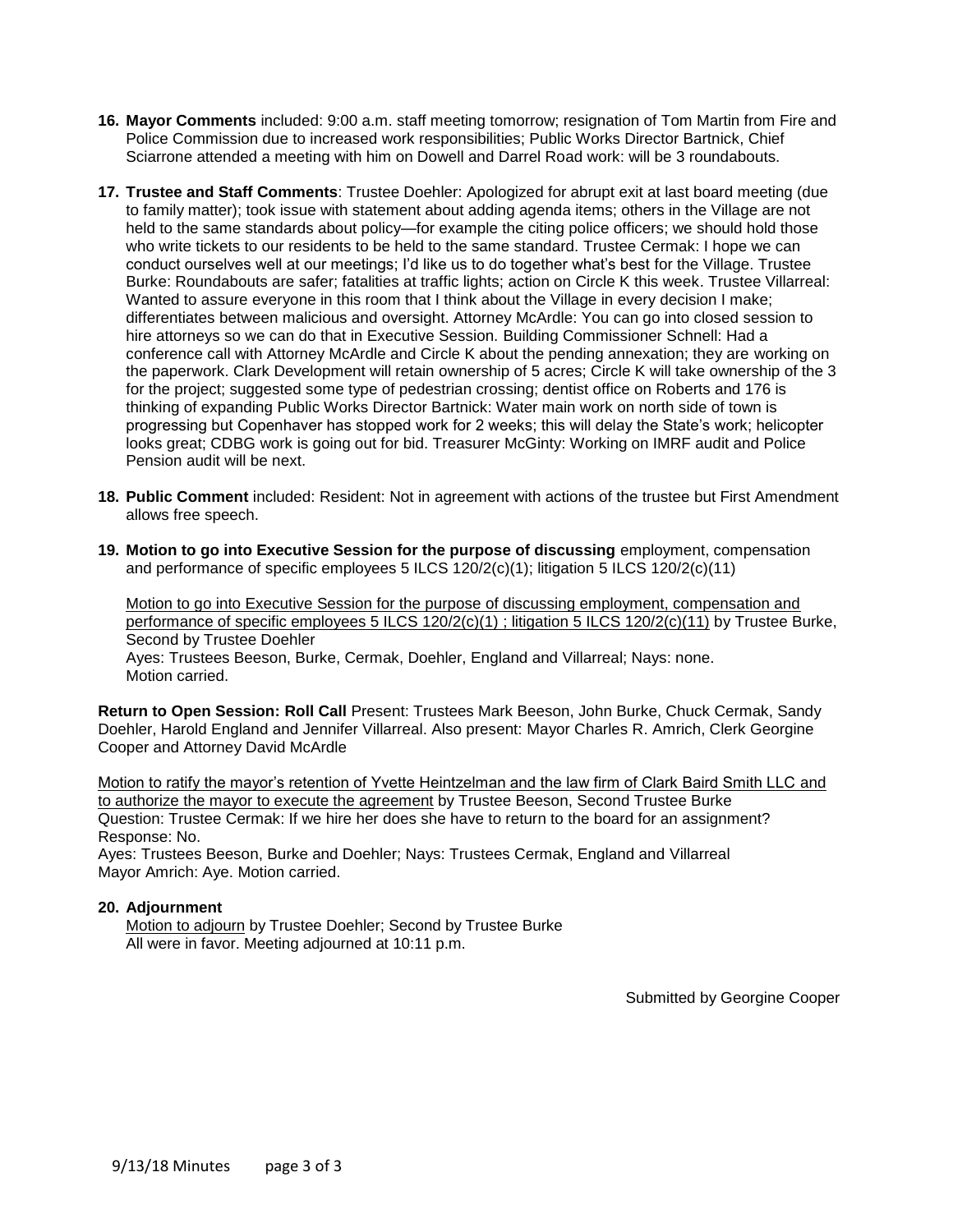16. **Mayor Comments** included: 9:00 a.m. staff meeting tomorrow; resignation of Tom Martin from Fire and Police Commission due to increased work responsibilities; Public Works Director Bartnick, Chief Sciarrone attended a meeting with him on Dowell and Darrel Road work: will be 3 roundabouts.

17. **Trustee and Staff Comments**: Trustee Doehler: Apologized for abrupt exit at last board meeting (due to family matter); took issue with statement about adding agenda items; others in the Village are not held to the same standards about policy—for example the citing police officers; we should hold those who write tickets to our residents to be held to the same standard. Trustee Cermak: I hope we can conduct ourselves well at our meetings; I'd like us to do together what's best for the Village. Trustee Burke: Roundabouts are safer; fatalities at traffic lights; action on Circle K this week. Trustee Villarreal: Wanted to assure everyone in this room that I think about the Village in every decision I make; differentiates between malicious and oversight. Attorney McArdle: You can go into closed session to hire attorneys so we can do that in Executive Session. Building Commissioner Schnell: Had a conference call with Attorney McArdle and Circle K about the pending annexation; they are working on the paperwork. Clark Development will retain ownership of 5 acres; Circle K will take ownership of the 3 for the project; suggested some type of pedestrian crossing; dentist office on Roberts and 176 is thinking of expanding Public Works Director Bartnick: Water main work on north side of town is progressing but Copenhaver has stopped work for 2 weeks; this will delay the State's work; helicopter looks great; CDBG work is going out for bid. Treasurer McGinty: Working on IMRF audit and Police Pension audit will be next.

18. **Public Comment** included: Resident: Not in agreement with actions of the trustee but First Amendment allows free speech.

19. **Motion to go into Executive Session for the purpose of discussing** employment, compensation and performance of specific employees 5 ILCS 120/2(c)(1); litigation 5 ILCS 120/2(c)(11)

    Motion to go into Executive Session for the purpose of discussing employment, compensation and performance of specific employees 5 ILCS 120/2(c)(1) ; litigation 5 ILCS 120/2(c)(11) by Trustee Burke, Second by Trustee Doehler
    Ayes: Trustees Beeson, Burke, Cermak, Doehler, England and Villarreal; Nays: none.
    Motion carried.

**Return to Open Session: Roll Call** Present: Trustees Mark Beeson, John Burke, Chuck Cermak, Sandy Doehler, Harold England and Jennifer Villarreal. Also present: Mayor Charles R. Amrich, Clerk Georgine Cooper and Attorney David McArdle

Motion to ratify the mayor's retention of Yvette Heintzelman and the law firm of Clark Baird Smith LLC and to authorize the mayor to execute the agreement by Trustee Beeson, Second Trustee Burke
Question: Trustee Cermak: If we hire her does she have to return to the board for an assignment? Response: No.
Ayes: Trustees Beeson, Burke and Doehler; Nays: Trustees Cermak, England and Villarreal
Mayor Amrich: Aye. Motion carried.

20. **Adjournment**
    Motion to adjourn by Trustee Doehler; Second by Trustee Burke
    All were in favor. Meeting adjourned at 10:11 p.m.

Submitted by Georgine Cooper

9/13/18 Minutes